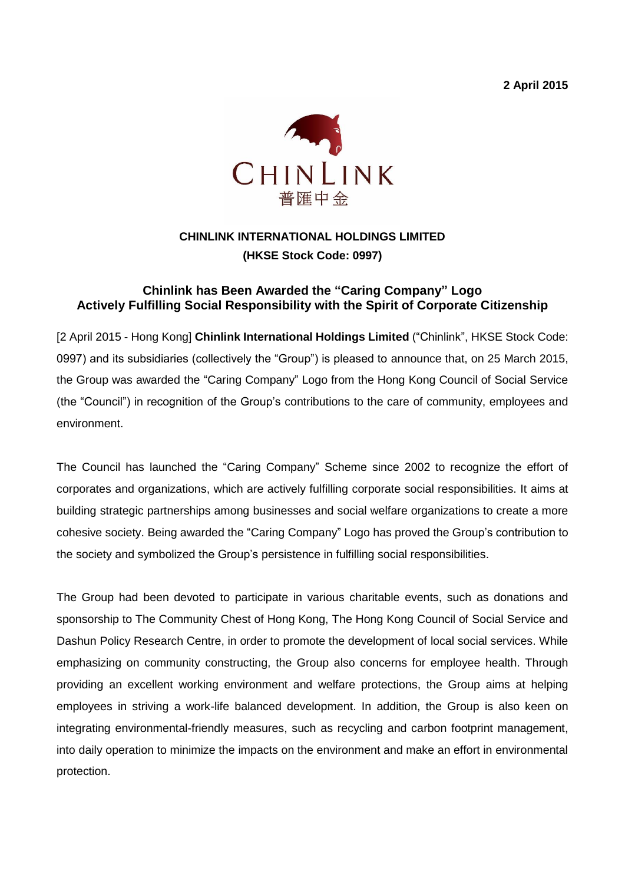**2 April 2015**

CHINLINK

普匯中金

**CHINLINK INTERNATIONAL HOLDINGS LIMITED**
**(HKSE Stock Code: 0997)**

## Chinlink has Been Awarded the "Caring Company" Logo
## Actively Fulfilling Social Responsibility with the Spirit of Corporate Citizenship

[2 April 2015 - Hong Kong] **Chinlink International Holdings Limited** ("Chinlink", HKSE Stock Code: 0997) and its subsidiaries (collectively the "Group") is pleased to announce that, on 25 March 2015, the Group was awarded the "Caring Company" Logo from the Hong Kong Council of Social Service (the "Council") in recognition of the Group's contributions to the care of community, employees and environment.

The Council has launched the "Caring Company" Scheme since 2002 to recognize the effort of corporates and organizations, which are actively fulfilling corporate social responsibilities. It aims at building strategic partnerships among businesses and social welfare organizations to create a more cohesive society. Being awarded the "Caring Company" Logo has proved the Group's contribution to the society and symbolized the Group's persistence in fulfilling social responsibilities.

The Group had been devoted to participate in various charitable events, such as donations and sponsorship to The Community Chest of Hong Kong, The Hong Kong Council of Social Service and Dashun Policy Research Centre, in order to promote the development of local social services. While emphasizing on community constructing, the Group also concerns for employee health. Through providing an excellent working environment and welfare protections, the Group aims at helping employees in striving a work-life balanced development. In addition, the Group is also keen on integrating environmental-friendly measures, such as recycling and carbon footprint management, into daily operation to minimize the impacts on the environment and make an effort in environmental protection.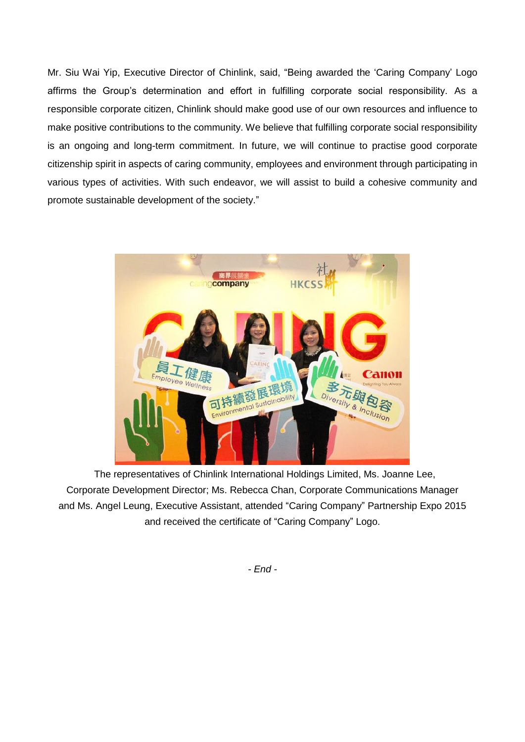Mr. Siu Wai Yip, Executive Director of Chinlink, said, “Being awarded the ‘Caring Company’ Logo affirms the Group’s determination and effort in fulfilling corporate social responsibility. As a responsible corporate citizen, Chinlink should make good use of our own resources and influence to make positive contributions to the community. We believe that fulfilling corporate social responsibility is an ongoing and long-term commitment. In future, we will continue to practise good corporate citizenship spirit in aspects of caring community, employees and environment through participating in various types of activities. With such endeavor, we will assist to build a cohesive community and promote sustainable development of the society.”

The representatives of Chinlink International Holdings Limited, Ms. Joanne Lee, Corporate Development Director; Ms. Rebecca Chan, Corporate Communications Manager and Ms. Angel Leung, Executive Assistant, attended “Caring Company” Partnership Expo 2015 and received the certificate of “Caring Company” Logo.

*- End -*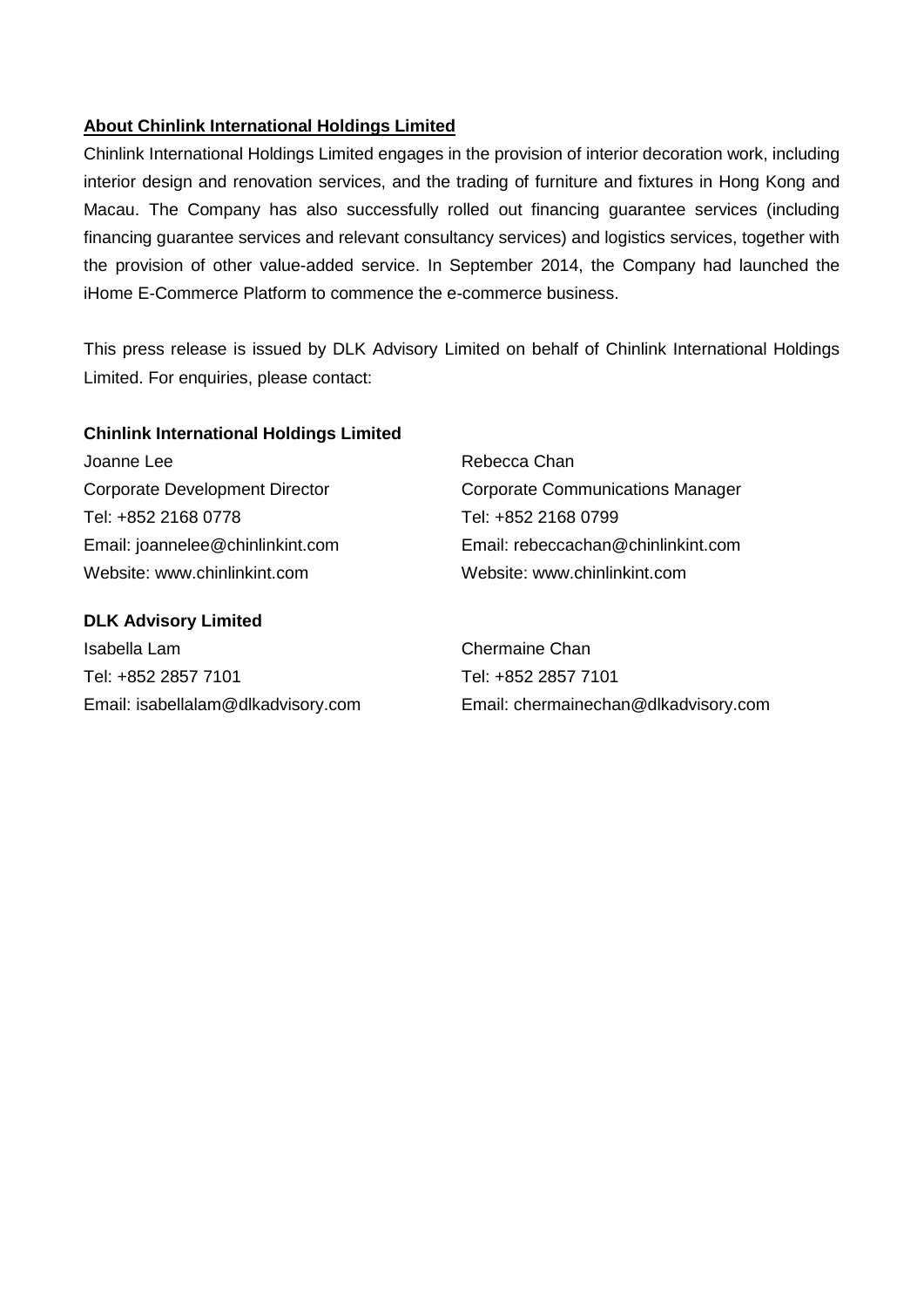**<u>About Chinlink International Holdings Limited</u>**

Chinlink International Holdings Limited engages in the provision of interior decoration work, including interior design and renovation services, and the trading of furniture and fixtures in Hong Kong and Macau. The Company has also successfully rolled out financing guarantee services (including financing guarantee services and relevant consultancy services) and logistics services, together with the provision of other value-added service. In September 2014, the Company had launched the iHome E-Commerce Platform to commence the e-commerce business.

This press release is issued by DLK Advisory Limited on behalf of Chinlink International Holdings Limited. For enquiries, please contact:

**Chinlink International Holdings Limited**

Joanne Lee
Corporate Development Director
Tel: +852 2168 0778
Email: joannelee@chinlinkint.com
Website: www.chinlinkint.com

Rebecca Chan
Corporate Communications Manager
Tel: +852 2168 0799
Email: rebeccachan@chinlinkint.com
Website: www.chinlinkint.com

**DLK Advisory Limited**

Isabella Lam
Tel: +852 2857 7101
Email: isabellalam@dlkadvisory.com

Chermaine Chan
Tel: +852 2857 7101
Email: chermainechan@dlkadvisory.com